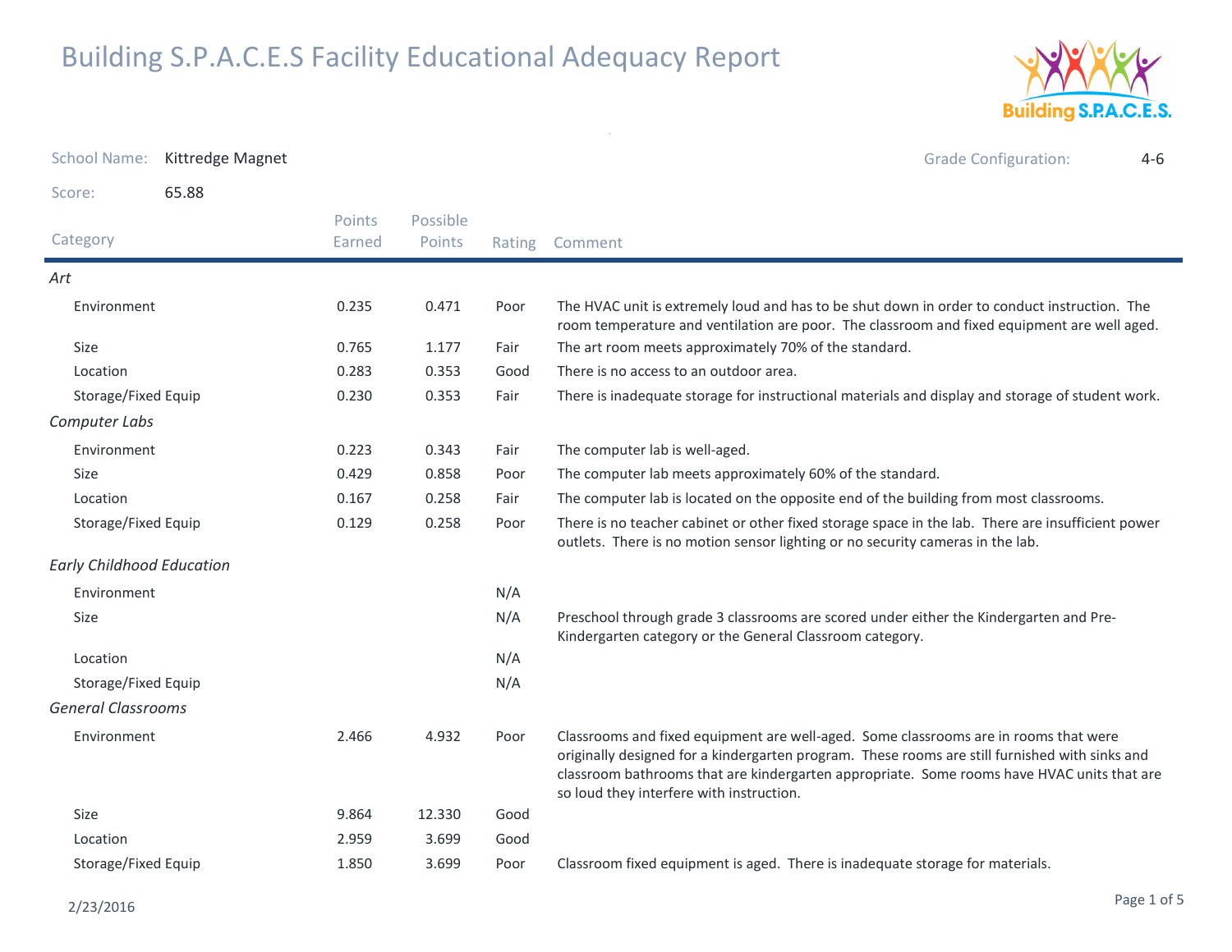# Building S.P.A.C.E.S Facility Educational Adequacy Report

School Name: Kittredge Magnet

Grade Configuration: 4-6

Score: 65.88

| Category | Points Earned | Possible Points | Rating | Comment |
|---|---|---|---|---|
| *Art* | | | | |
| Environment | 0.235 | 0.471 | Poor | The HVAC unit is extremely loud and has to be shut down in order to conduct instruction. The room temperature and ventilation are poor. The classroom and fixed equipment are well aged. |
| Size | 0.765 | 1.177 | Fair | The art room meets approximately 70% of the standard. |
| Location | 0.283 | 0.353 | Good | There is no access to an outdoor area. |
| Storage/Fixed Equip | 0.230 | 0.353 | Fair | There is inadequate storage for instructional materials and display and storage of student work. |
| *Computer Labs* | | | | |
| Environment | 0.223 | 0.343 | Fair | The computer lab is well-aged. |
| Size | 0.429 | 0.858 | Poor | The computer lab meets approximately 60% of the standard. |
| Location | 0.167 | 0.258 | Fair | The computer lab is located on the opposite end of the building from most classrooms. |
| Storage/Fixed Equip | 0.129 | 0.258 | Poor | There is no teacher cabinet or other fixed storage space in the lab. There are insufficient power outlets. There is no motion sensor lighting or no security cameras in the lab. |
| *Early Childhood Education* | | | | |
| Environment | | | N/A | |
| Size | | | N/A | Preschool through grade 3 classrooms are scored under either the Kindergarten and Pre-Kindergarten category or the General Classroom category. |
| Location | | | N/A | |
| Storage/Fixed Equip | | | N/A | |
| *General Classrooms* | | | | |
| Environment | 2.466 | 4.932 | Poor | Classrooms and fixed equipment are well-aged. Some classrooms are in rooms that were originally designed for a kindergarten program. These rooms are still furnished with sinks and classroom bathrooms that are kindergarten appropriate. Some rooms have HVAC units that are so loud they interfere with instruction. |
| Size | 9.864 | 12.330 | Good | |
| Location | 2.959 | 3.699 | Good | |
| Storage/Fixed Equip | 1.850 | 3.699 | Poor | Classroom fixed equipment is aged. There is inadequate storage for materials. |

2/23/2016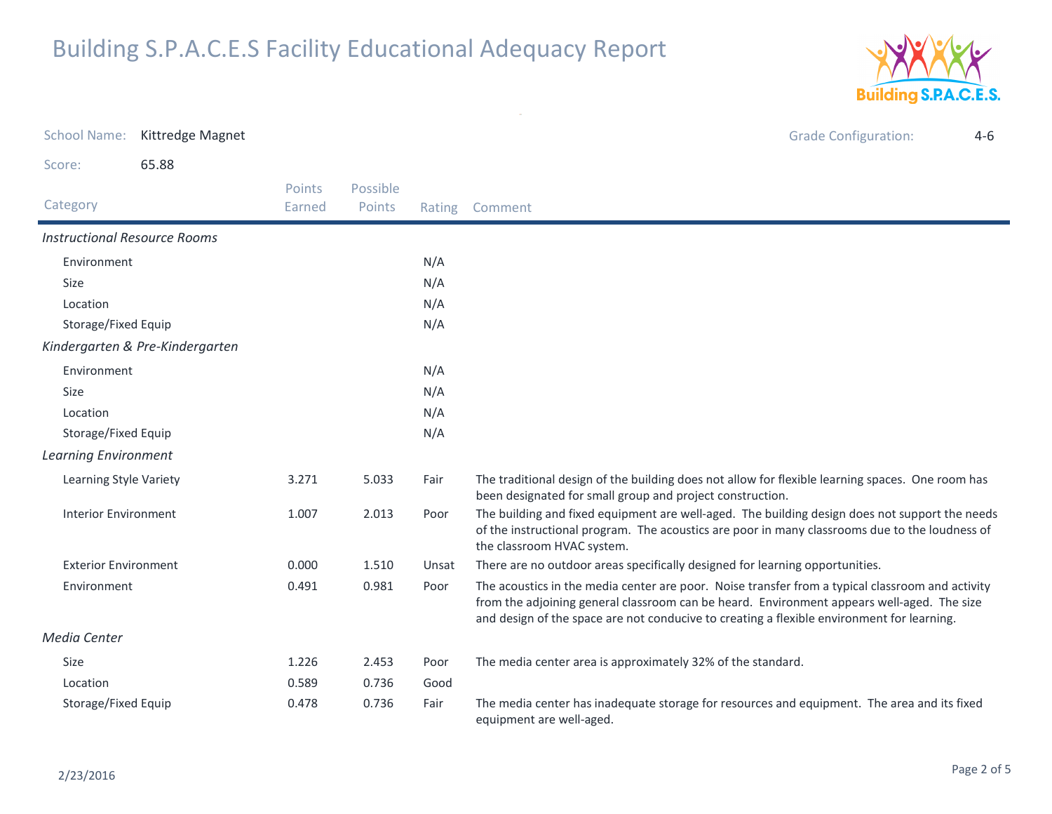# Building S.P.A.C.E.S Facility Educational Adequacy Report

School Name: Kittredge Magnet

Grade Configuration: 4-6

Score: 65.88

| Category | Points Earned | Possible Points | Rating | Comment |
|---|---|---|---|---|
| *Instructional Resource Rooms* | | | | |
| Environment | | | N/A | |
| Size | | | N/A | |
| Location | | | N/A | |
| Storage/Fixed Equip | | | N/A | |
| *Kindergarten & Pre-Kindergarten* | | | | |
| Environment | | | N/A | |
| Size | | | N/A | |
| Location | | | N/A | |
| Storage/Fixed Equip | | | N/A | |
| *Learning Environment* | | | | |
| Learning Style Variety | 3.271 | 5.033 | Fair | The traditional design of the building does not allow for flexible learning spaces. One room has been designated for small group and project construction. |
| Interior Environment | 1.007 | 2.013 | Poor | The building and fixed equipment are well-aged. The building design does not support the needs of the instructional program. The acoustics are poor in many classrooms due to the loudness of the classroom HVAC system. |
| Exterior Environment | 0.000 | 1.510 | Unsat | There are no outdoor areas specifically designed for learning opportunities. |
| Environment | 0.491 | 0.981 | Poor | The acoustics in the media center are poor. Noise transfer from a typical classroom and activity from the adjoining general classroom can be heard. Environment appears well-aged. The size and design of the space are not conducive to creating a flexible environment for learning. |
| *Media Center* | | | | |
| Size | 1.226 | 2.453 | Poor | The media center area is approximately 32% of the standard. |
| Location | 0.589 | 0.736 | Good | |
| Storage/Fixed Equip | 0.478 | 0.736 | Fair | The media center has inadequate storage for resources and equipment. The area and its fixed equipment are well-aged. |

2/23/2016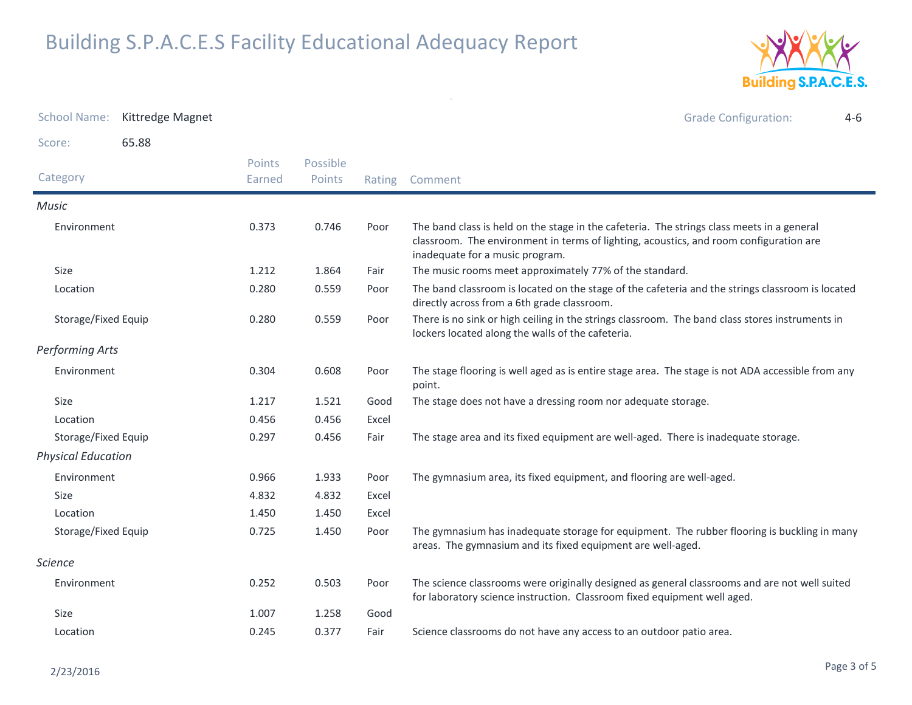# Building S.P.A.C.E.S Facility Educational Adequacy Report

School Name: Kittredge Magnet

Grade Configuration: 4-6

Score: 65.88

| Category | Points Earned | Possible Points | Rating | Comment |
|---|---|---|---|---|
| ***Music*** | | | | |
| Environment | 0.373 | 0.746 | Poor | The band class is held on the stage in the cafeteria. The strings class meets in a general classroom. The environment in terms of lighting, acoustics, and room configuration are inadequate for a music program. |
| Size | 1.212 | 1.864 | Fair | The music rooms meet approximately 77% of the standard. |
| Location | 0.280 | 0.559 | Poor | The band classroom is located on the stage of the cafeteria and the strings classroom is located directly across from a 6th grade classroom. |
| Storage/Fixed Equip | 0.280 | 0.559 | Poor | There is no sink or high ceiling in the strings classroom. The band class stores instruments in lockers located along the walls of the cafeteria. |
| ***Performing Arts*** | | | | |
| Environment | 0.304 | 0.608 | Poor | The stage flooring is well aged as is entire stage area. The stage is not ADA accessible from any point. |
| Size | 1.217 | 1.521 | Good | The stage does not have a dressing room nor adequate storage. |
| Location | 0.456 | 0.456 | Excel | |
| Storage/Fixed Equip | 0.297 | 0.456 | Fair | The stage area and its fixed equipment are well-aged. There is inadequate storage. |
| ***Physical Education*** | | | | |
| Environment | 0.966 | 1.933 | Poor | The gymnasium area, its fixed equipment, and flooring are well-aged. |
| Size | 4.832 | 4.832 | Excel | |
| Location | 1.450 | 1.450 | Excel | |
| Storage/Fixed Equip | 0.725 | 1.450 | Poor | The gymnasium has inadequate storage for equipment. The rubber flooring is buckling in many areas. The gymnasium and its fixed equipment are well-aged. |
| ***Science*** | | | | |
| Environment | 0.252 | 0.503 | Poor | The science classrooms were originally designed as general classrooms and are not well suited for laboratory science instruction. Classroom fixed equipment well aged. |
| Size | 1.007 | 1.258 | Good | |
| Location | 0.245 | 0.377 | Fair | Science classrooms do not have any access to an outdoor patio area. |

2/23/2016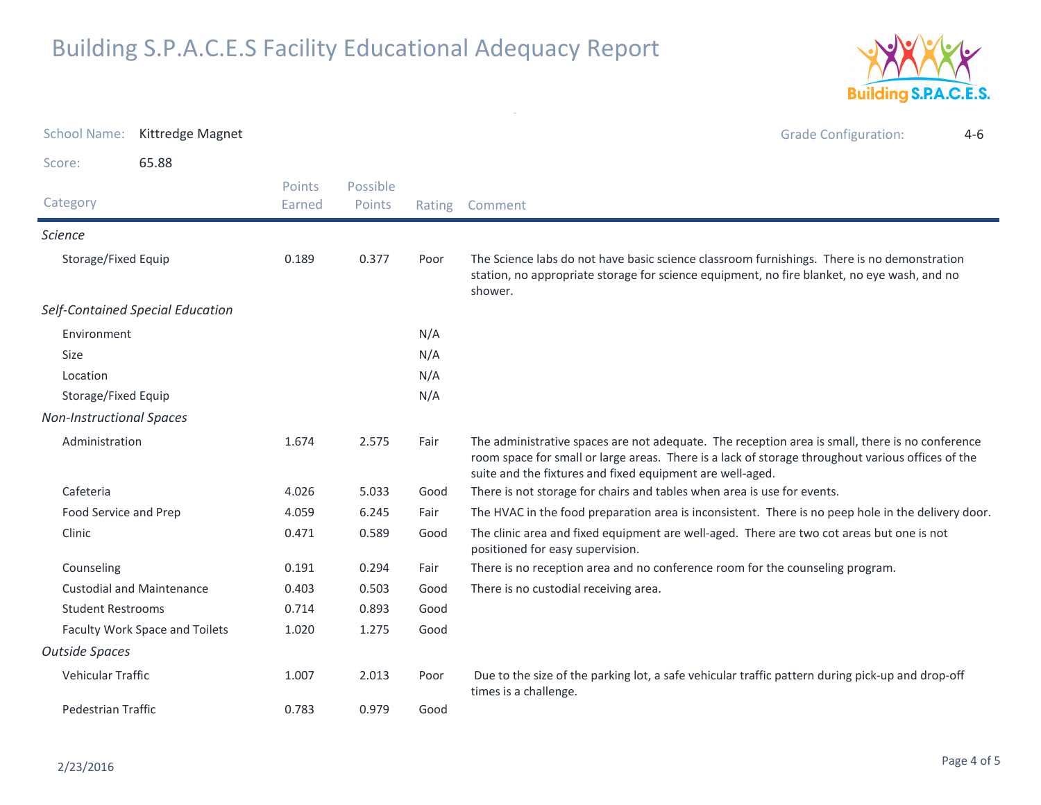# Building S.P.A.C.E.S Facility Educational Adequacy Report

School Name: Kittredge Magnet

Grade Configuration: 4-6

Score: 65.88

| Category | Points Earned | Possible Points | Rating | Comment |
|---|---|---|---|---|
| *Science* | | | | |
| Storage/Fixed Equip | 0.189 | 0.377 | Poor | The Science labs do not have basic science classroom furnishings. There is no demonstration station, no appropriate storage for science equipment, no fire blanket, no eye wash, and no shower. |
| *Self-Contained Special Education* | | | | |
| Environment | | | N/A | |
| Size | | | N/A | |
| Location | | | N/A | |
| Storage/Fixed Equip | | | N/A | |
| *Non-Instructional Spaces* | | | | |
| Administration | 1.674 | 2.575 | Fair | The administrative spaces are not adequate. The reception area is small, there is no conference room space for small or large areas. There is a lack of storage throughout various offices of the suite and the fixtures and fixed equipment are well-aged. |
| Cafeteria | 4.026 | 5.033 | Good | There is not storage for chairs and tables when area is use for events. |
| Food Service and Prep | 4.059 | 6.245 | Fair | The HVAC in the food preparation area is inconsistent. There is no peep hole in the delivery door. |
| Clinic | 0.471 | 0.589 | Good | The clinic area and fixed equipment are well-aged. There are two cot areas but one is not positioned for easy supervision. |
| Counseling | 0.191 | 0.294 | Fair | There is no reception area and no conference room for the counseling program. |
| Custodial and Maintenance | 0.403 | 0.503 | Good | There is no custodial receiving area. |
| Student Restrooms | 0.714 | 0.893 | Good | |
| Faculty Work Space and Toilets | 1.020 | 1.275 | Good | |
| *Outside Spaces* | | | | |
| Vehicular Traffic | 1.007 | 2.013 | Poor | Due to the size of the parking lot, a safe vehicular traffic pattern during pick-up and drop-off times is a challenge. |
| Pedestrian Traffic | 0.783 | 0.979 | Good | |

2/23/2016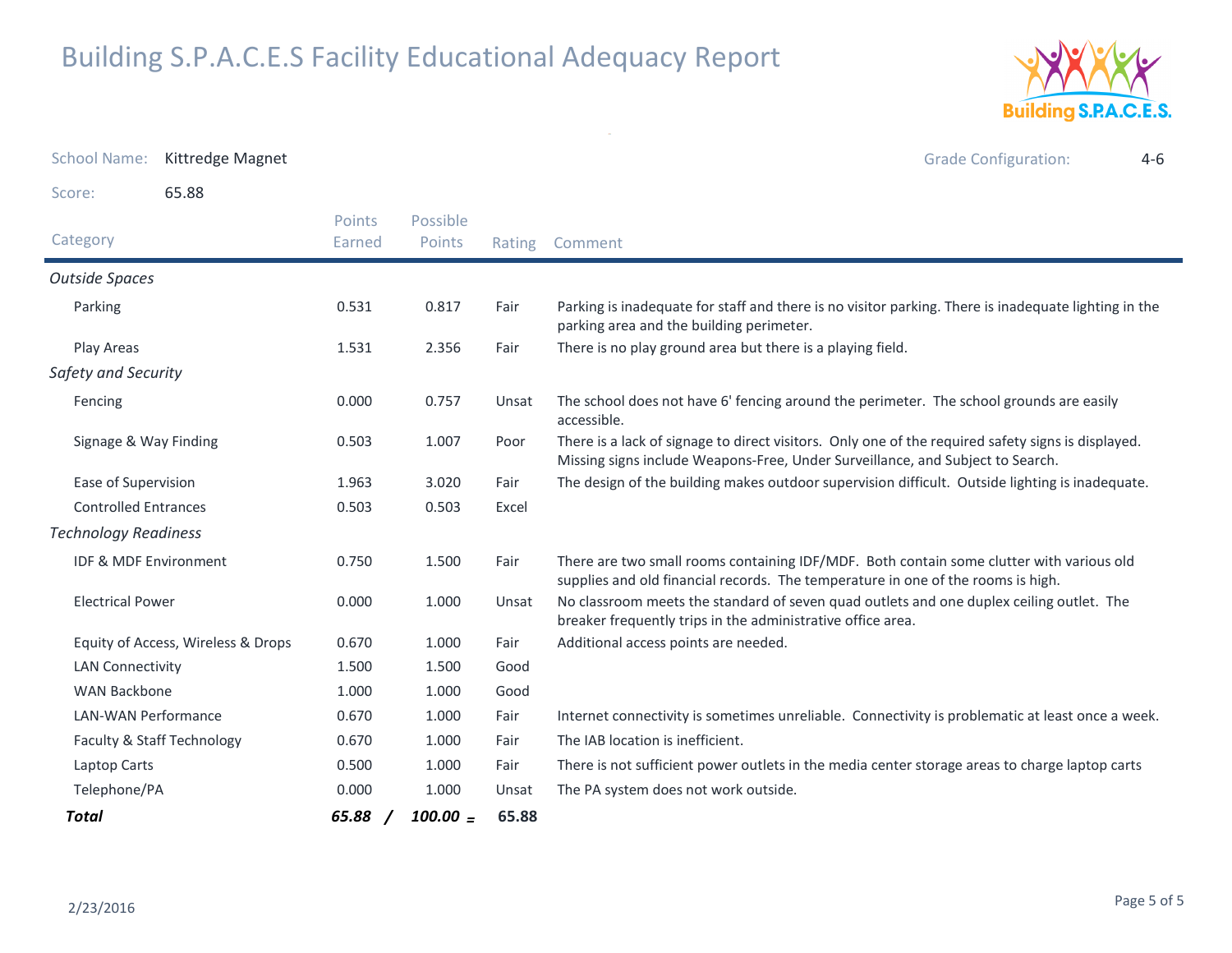# Building S.P.A.C.E.S Facility Educational Adequacy Report

School Name: Kittredge Magnet

Grade Configuration: 4-6

Score: 65.88

| Category | Points Earned | Possible Points | Rating | Comment |
|---|---|---|---|---|
| *Outside Spaces* | | | | |
| Parking | 0.531 | 0.817 | Fair | Parking is inadequate for staff and there is no visitor parking. There is inadequate lighting in the parking area and the building perimeter. |
| Play Areas | 1.531 | 2.356 | Fair | There is no play ground area but there is a playing field. |
| *Safety and Security* | | | | |
| Fencing | 0.000 | 0.757 | Unsat | The school does not have 6' fencing around the perimeter. The school grounds are easily accessible. |
| Signage & Way Finding | 0.503 | 1.007 | Poor | There is a lack of signage to direct visitors. Only one of the required safety signs is displayed. Missing signs include Weapons-Free, Under Surveillance, and Subject to Search. |
| Ease of Supervision | 1.963 | 3.020 | Fair | The design of the building makes outdoor supervision difficult. Outside lighting is inadequate. |
| Controlled Entrances | 0.503 | 0.503 | Excel | |
| *Technology Readiness* | | | | |
| IDF & MDF Environment | 0.750 | 1.500 | Fair | There are two small rooms containing IDF/MDF. Both contain some clutter with various old supplies and old financial records. The temperature in one of the rooms is high. |
| Electrical Power | 0.000 | 1.000 | Unsat | No classroom meets the standard of seven quad outlets and one duplex ceiling outlet. The breaker frequently trips in the administrative office area. |
| Equity of Access, Wireless & Drops | 0.670 | 1.000 | Fair | Additional access points are needed. |
| LAN Connectivity | 1.500 | 1.500 | Good | |
| WAN Backbone | 1.000 | 1.000 | Good | |
| LAN-WAN Performance | 0.670 | 1.000 | Fair | Internet connectivity is sometimes unreliable. Connectivity is problematic at least once a week. |
| Faculty & Staff Technology | 0.670 | 1.000 | Fair | The IAB location is inefficient. |
| Laptop Carts | 0.500 | 1.000 | Fair | There is not sufficient power outlets in the media center storage areas to charge laptop carts |
| Telephone/PA | 0.000 | 1.000 | Unsat | The PA system does not work outside. |
| ***Total*** | ***65.88 /*** | ***100.00 =*** | **65.88** | |

2/23/2016